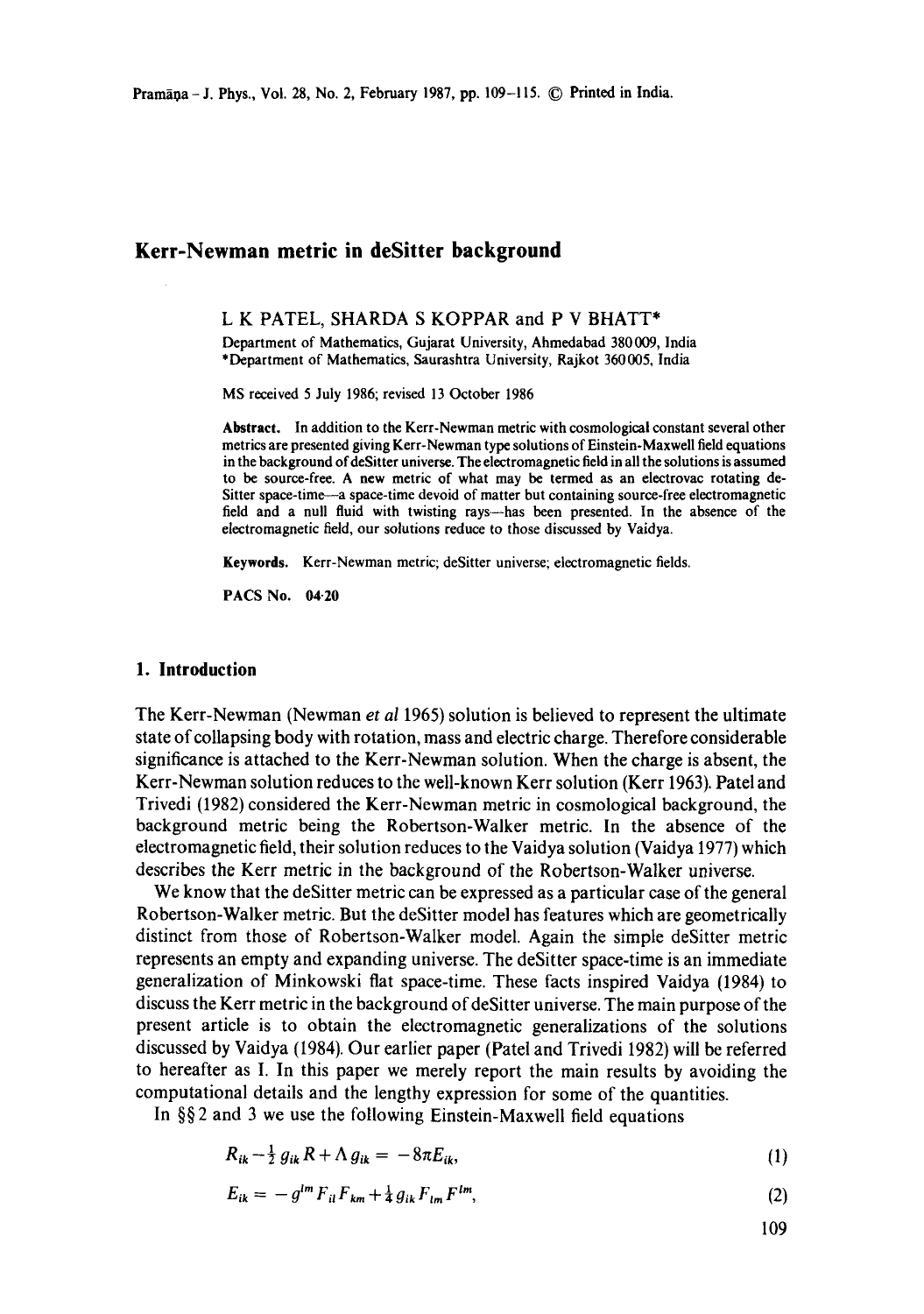# Kerr-Newman metric in deSitter background

L K PATEL, SHARDA S KOPPAR and P V BHATT*

Department of Mathematics, Gujarat University, Ahmedabad 380009, India
*Department of Mathematics, Saurashtra University, Rajkot 360005, India

MS received 5 July 1986; revised 13 October 1986

**Abstract.** In addition to the Kerr-Newman metric with cosmological constant several other metrics are presented giving Kerr-Newman type solutions of Einstein-Maxwell field equations in the background of deSitter universe. The electromagnetic field in all the solutions is assumed to be source-free. A new metric of what may be termed as an electrovac rotating deSitter space-time—a space-time devoid of matter but containing source-free electromagnetic field and a null fluid with twisting rays—has been presented. In the absence of the electromagnetic field, our solutions reduce to those discussed by Vaidya.

**Keywords.** Kerr-Newman metric; deSitter universe; electromagnetic fields.

**PACS No.** 04·20

## 1. Introduction

The Kerr-Newman (Newman *et al* 1965) solution is believed to represent the ultimate state of collapsing body with rotation, mass and electric charge. Therefore considerable significance is attached to the Kerr-Newman solution. When the charge is absent, the Kerr-Newman solution reduces to the well-known Kerr solution (Kerr 1963). Patel and Trivedi (1982) considered the Kerr-Newman metric in cosmological background, the background metric being the Robertson-Walker metric. In the absence of the electromagnetic field, their solution reduces to the Vaidya solution (Vaidya 1977) which describes the Kerr metric in the background of the Robertson-Walker universe.

We know that the deSitter metric can be expressed as a particular case of the general Robertson-Walker metric. But the deSitter model has features which are geometrically distinct from those of Robertson-Walker model. Again the simple deSitter metric represents an empty and expanding universe. The deSitter space-time is an immediate generalization of Minkowski flat space-time. These facts inspired Vaidya (1984) to discuss the Kerr metric in the background of deSitter universe. The main purpose of the present article is to obtain the electromagnetic generalizations of the solutions discussed by Vaidya (1984). Our earlier paper (Patel and Trivedi 1982) will be referred to hereafter as I. In this paper we merely report the main results by avoiding the computational details and the lengthy expression for some of the quantities.

In §§2 and 3 we use the following Einstein-Maxwell field equations

$$R_{ik} - \tfrac{1}{2} g_{ik} R + \Lambda g_{ik} = -8\pi E_{ik}, \tag{1}$$

$$E_{ik} = -g^{lm} F_{il} F_{km} + \tfrac{1}{4} g_{ik} F_{lm} F^{lm}, \tag{2}$$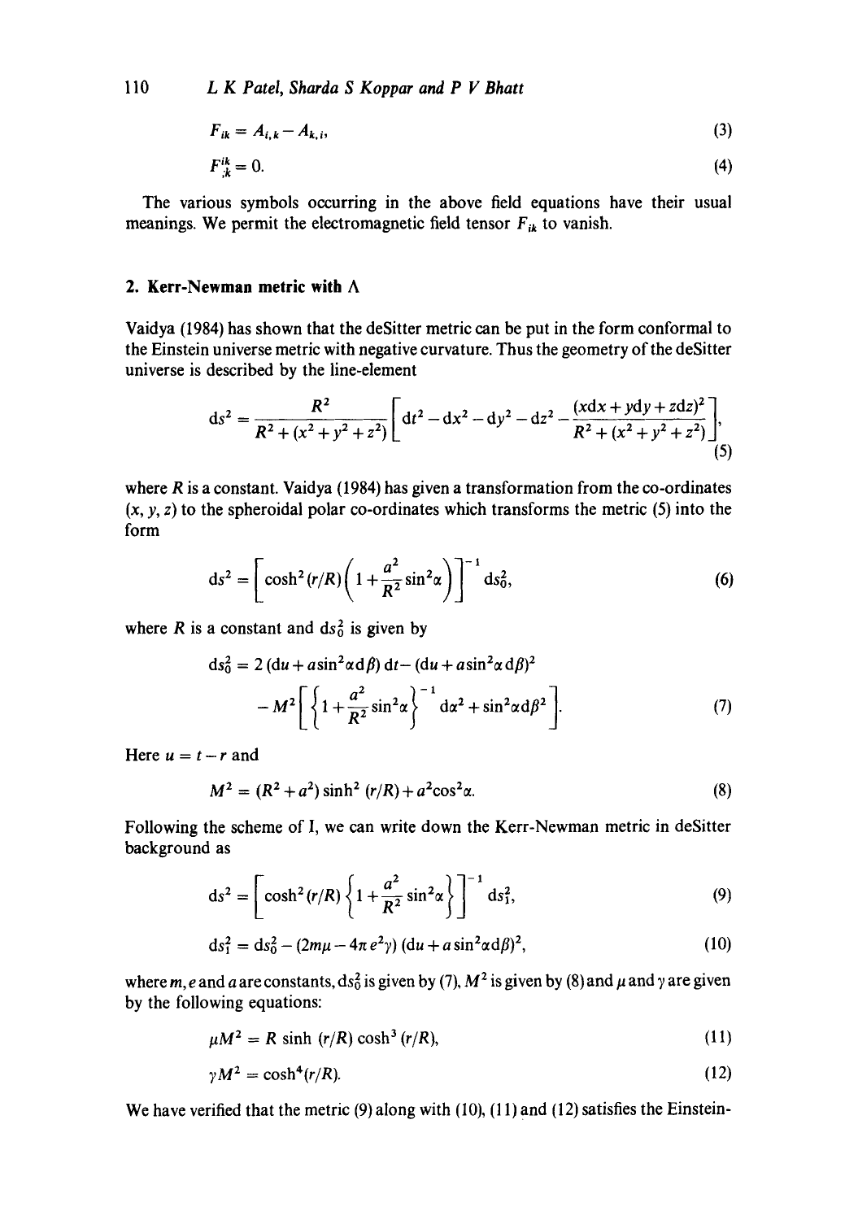$$F_{ik} = A_{i,k} - A_{k,i}, \tag{3}$$

$$F^{ik}_{;k} = 0. \tag{4}$$

The various symbols occurring in the above field equations have their usual meanings. We permit the electromagnetic field tensor $F_{ik}$ to vanish.

## 2. Kerr-Newman metric with $\Lambda$

Vaidya (1984) has shown that the deSitter metric can be put in the form conformal to the Einstein universe metric with negative curvature. Thus the geometry of the deSitter universe is described by the line-element

$$ds^2 = \frac{R^2}{R^2 + (x^2 + y^2 + z^2)} \left[ dt^2 - dx^2 - dy^2 - dz^2 - \frac{(x dx + y dy + z dz)^2}{R^2 + (x^2 + y^2 + z^2)} \right], \tag{5}$$

where $R$ is a constant. Vaidya (1984) has given a transformation from the co-ordinates $(x, y, z)$ to the spheroidal polar co-ordinates which transforms the metric (5) into the form

$$ds^2 = \left[ \cosh^2(r/R) \left( 1 + \frac{a^2}{R^2} \sin^2\alpha \right) \right]^{-1} ds_0^2, \tag{6}$$

where $R$ is a constant and $ds_0^2$ is given by

$$ds_0^2 = 2(du + a\sin^2\alpha d\beta)\, dt - (du + a\sin^2\alpha d\beta)^2 - M^2 \left[ \left\{ 1 + \frac{a^2}{R^2} \sin^2\alpha \right\}^{-1} d\alpha^2 + \sin^2\alpha d\beta^2 \right]. \tag{7}$$

Here $u = t - r$ and

$$M^2 = (R^2 + a^2)\sinh^2(r/R) + a^2\cos^2\alpha. \tag{8}$$

Following the scheme of I, we can write down the Kerr-Newman metric in deSitter background as

$$ds^2 = \left[ \cosh^2(r/R) \left\{ 1 + \frac{a^2}{R^2} \sin^2\alpha \right\} \right]^{-1} ds_1^2, \tag{9}$$

$$ds_1^2 = ds_0^2 - (2m\mu - 4\pi e^2 \gamma)(du + a\sin^2\alpha d\beta)^2, \tag{10}$$

where $m$, $e$ and $a$ are constants, $ds_0^2$ is given by (7), $M^2$ is given by (8) and $\mu$ and $\gamma$ are given by the following equations:

$$\mu M^2 = R\sinh(r/R)\cosh^3(r/R), \tag{11}$$

$$\gamma M^2 = \cosh^4(r/R). \tag{12}$$

We have verified that the metric (9) along with (10), (11) and (12) satisfies the Einstein-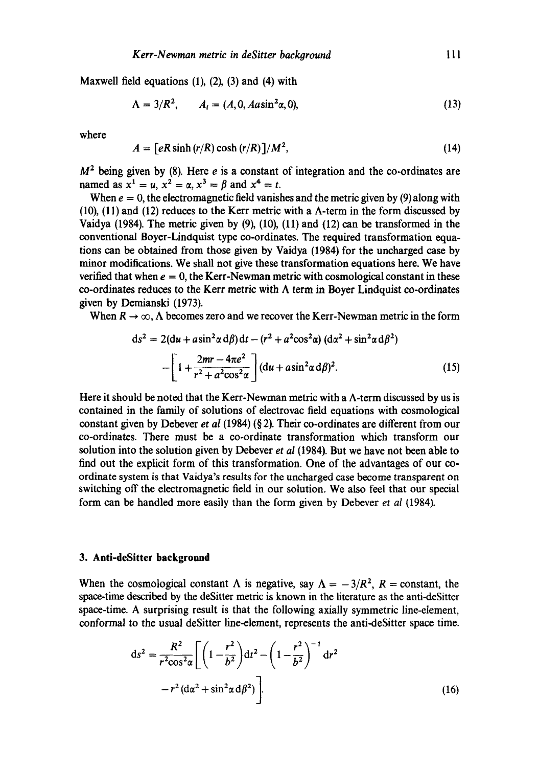Maxwell field equations (1), (2), (3) and (4) with

$$\Lambda = 3/R^2, \qquad A_i = (A, 0, Aa\sin^2\alpha, 0), \tag{13}$$

where

$$A = [eR\sinh(r/R)\cosh(r/R)]/M^2, \tag{14}$$

$M^2$ being given by (8). Here $e$ is a constant of integration and the co-ordinates are named as $x^1 = u$, $x^2 = \alpha$, $x^3 = \beta$ and $x^4 = t$.

When $e = 0$, the electromagnetic field vanishes and the metric given by (9) along with (10), (11) and (12) reduces to the Kerr metric with a $\Lambda$-term in the form discussed by Vaidya (1984). The metric given by (9), (10), (11) and (12) can be transformed in the conventional Boyer-Lindquist type co-ordinates. The required transformation equations can be obtained from those given by Vaidya (1984) for the uncharged case by minor modifications. We shall not give these transformation equations here. We have verified that when $e = 0$, the Kerr-Newman metric with cosmological constant in these co-ordinates reduces to the Kerr metric with $\Lambda$ term in Boyer Lindquist co-ordinates given by Demianski (1973).

When $R \to \infty$, $\Lambda$ becomes zero and we recover the Kerr-Newman metric in the form

$$\begin{aligned} ds^2 &= 2(du + a\sin^2\alpha\, d\beta)\, dt - (r^2 + a^2\cos^2\alpha)\,(d\alpha^2 + \sin^2\alpha\, d\beta^2) \\ &\quad - \left[1 + \frac{2mr - 4\pi e^2}{r^2 + a^2\cos^2\alpha}\right](du + a\sin^2\alpha\, d\beta)^2. \end{aligned} \tag{15}$$

Here it should be noted that the Kerr-Newman metric with a $\Lambda$-term discussed by us is contained in the family of solutions of electrovac field equations with cosmological constant given by Debever *et al* (1984) (§ 2). Their co-ordinates are different from our co-ordinates. There must be a co-ordinate transformation which transform our solution into the solution given by Debever *et al* (1984). But we have not been able to find out the explicit form of this transformation. One of the advantages of our co-ordinate system is that Vaidya's results for the uncharged case become transparent on switching off the electromagnetic field in our solution. We also feel that our special form can be handled more easily than the form given by Debever *et al* (1984).

## 3. Anti-deSitter background

When the cosmological constant $\Lambda$ is negative, say $\Lambda = -3/R^2$, $R$ = constant, the space-time described by the deSitter metric is known in the literature as the anti-deSitter space-time. A surprising result is that the following axially symmetric line-element, conformal to the usual deSitter line-element, represents the anti-deSitter space time.

$$\begin{aligned} ds^2 = \frac{R^2}{r^2\cos^2\alpha}\Bigg[&\left(1 - \frac{r^2}{b^2}\right)dt^2 - \left(1 - \frac{r^2}{b^2}\right)^{-1} dr^2 \\ &- r^2(d\alpha^2 + \sin^2\alpha\, d\beta^2)\Bigg]. \end{aligned} \tag{16}$$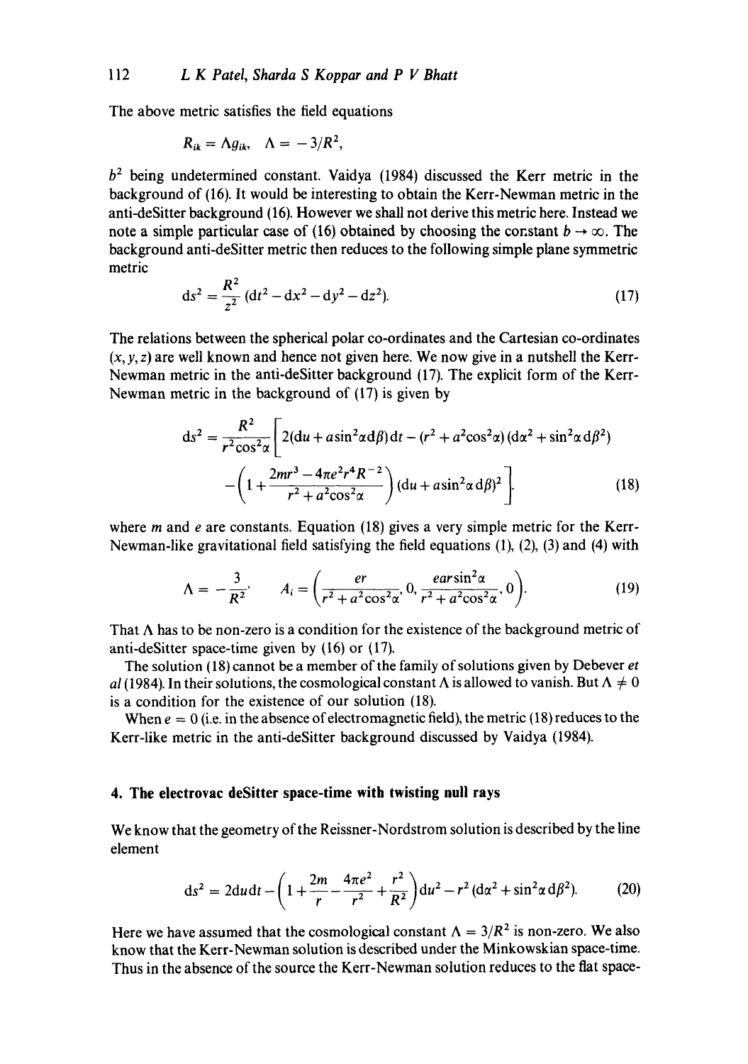The above metric satisfies the field equations

$$R_{ik} = \Lambda g_{ik}, \quad \Lambda = -3/R^2,$$

$b^2$ being undetermined constant. Vaidya (1984) discussed the Kerr metric in the background of (16). It would be interesting to obtain the Kerr-Newman metric in the anti-deSitter background (16). However we shall not derive this metric here. Instead we note a simple particular case of (16) obtained by choosing the constant $b \to \infty$. The background anti-deSitter metric then reduces to the following simple plane symmetric metric

$$\mathrm{d}s^2 = \frac{R^2}{z^2}(\mathrm{d}t^2 - \mathrm{d}x^2 - \mathrm{d}y^2 - \mathrm{d}z^2). \tag{17}$$

The relations between the spherical polar co-ordinates and the Cartesian co-ordinates $(x, y, z)$ are well known and hence not given here. We now give in a nutshell the Kerr-Newman metric in the anti-deSitter background (17). The explicit form of the Kerr-Newman metric in the background of (17) is given by

$$\mathrm{d}s^2 = \frac{R^2}{r^2\cos^2\alpha}\left[2(\mathrm{d}u + a\sin^2\alpha\,\mathrm{d}\beta)\,\mathrm{d}t - (r^2 + a^2\cos^2\alpha)(\mathrm{d}\alpha^2 + \sin^2\alpha\,\mathrm{d}\beta^2) - \left(1 + \frac{2mr^3 - 4\pi e^2 r^4 R^{-2}}{r^2 + a^2\cos^2\alpha}\right)(\mathrm{d}u + a\sin^2\alpha\,\mathrm{d}\beta)^2\right]. \tag{18}$$

where $m$ and $e$ are constants. Equation (18) gives a very simple metric for the Kerr-Newman-like gravitational field satisfying the field equations (1), (2), (3) and (4) with

$$\Lambda = -\frac{3}{R^2}, \quad A_i = \left(\frac{er}{r^2 + a^2\cos^2\alpha}, 0, \frac{ear\sin^2\alpha}{r^2 + a^2\cos^2\alpha}, 0\right). \tag{19}$$

That $\Lambda$ has to be non-zero is a condition for the existence of the background metric of anti-deSitter space-time given by (16) or (17).

The solution (18) cannot be a member of the family of solutions given by Debever *et al* (1984). In their solutions, the cosmological constant $\Lambda$ is allowed to vanish. But $\Lambda \neq 0$ is a condition for the existence of our solution (18).

When $e = 0$ (i.e. in the absence of electromagnetic field), the metric (18) reduces to the Kerr-like metric in the anti-deSitter background discussed by Vaidya (1984).

## 4. The electrovac deSitter space-time with twisting null rays

We know that the geometry of the Reissner-Nordstrom solution is described by the line element

$$\mathrm{d}s^2 = 2\mathrm{d}u\,\mathrm{d}t - \left(1 + \frac{2m}{r} - \frac{4\pi e^2}{r^2} + \frac{r^2}{R^2}\right)\mathrm{d}u^2 - r^2(\mathrm{d}\alpha^2 + \sin^2\alpha\,\mathrm{d}\beta^2). \tag{20}$$

Here we have assumed that the cosmological constant $\Lambda = 3/R^2$ is non-zero. We also know that the Kerr-Newman solution is described under the Minkowskian space-time. Thus in the absence of the source the Kerr-Newman solution reduces to the flat space-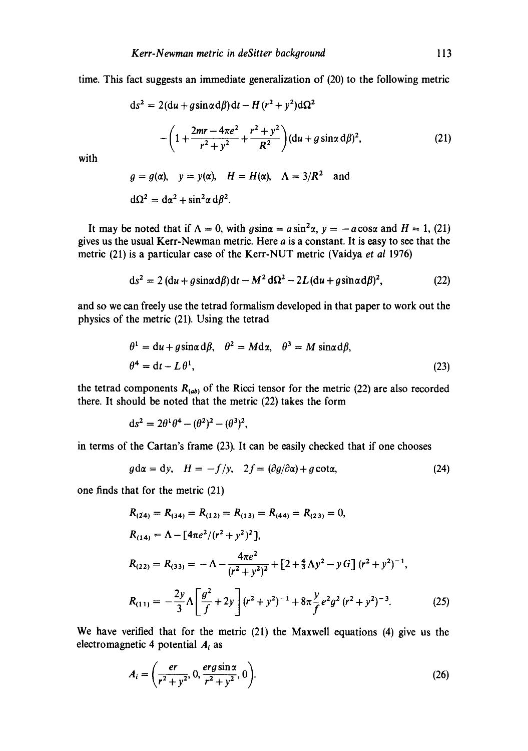time. This fact suggests an immediate generalization of (20) to the following metric

$$ds^2 = 2(du + g\sin\alpha\, d\beta)\, dt - H(r^2 + y^2)d\Omega^2 - \left(1 + \frac{2mr - 4\pi e^2}{r^2 + y^2} + \frac{r^2 + y^2}{R^2}\right)(du + g\sin\alpha\, d\beta)^2, \tag{21}$$

with

$$g = g(\alpha), \quad y = y(\alpha), \quad H = H(\alpha), \quad \Lambda = 3/R^2 \quad \text{and}$$

$$d\Omega^2 = d\alpha^2 + \sin^2\alpha\, d\beta^2.$$

It may be noted that if $\Lambda = 0$, with $g\sin\alpha = a\sin^2\alpha$, $y = -a\cos\alpha$ and $H = 1$, (21) gives us the usual Kerr-Newman metric. Here $a$ is a constant. It is easy to see that the metric (21) is a particular case of the Kerr-NUT metric (Vaidya *et al* 1976)

$$ds^2 = 2(du + g\sin\alpha\, d\beta)\, dt - M^2\, d\Omega^2 - 2L(du + g\sin\alpha\, d\beta)^2, \tag{22}$$

and so we can freely use the tetrad formalism developed in that paper to work out the physics of the metric (21). Using the tetrad

$$\theta^1 = du + g\sin\alpha\, d\beta, \quad \theta^2 = M d\alpha, \quad \theta^3 = M\sin\alpha\, d\beta,$$
$$\theta^4 = dt - L\theta^1, \tag{23}$$

the tetrad components $R_{(ab)}$ of the Ricci tensor for the metric (22) are also recorded there. It should be noted that the metric (22) takes the form

$$ds^2 = 2\theta^1\theta^4 - (\theta^2)^2 - (\theta^3)^2,$$

in terms of the Cartan's frame (23). It can be easily checked that if one chooses

$$g\, d\alpha = dy, \quad H = -f/y, \quad 2f = (\partial g/\partial\alpha) + g\cot\alpha, \tag{24}$$

one finds that for the metric (21)

$$R_{(24)} = R_{(34)} = R_{(12)} = R_{(13)} = R_{(44)} = R_{(23)} = 0,$$

$$R_{(14)} = \Lambda - [4\pi e^2/(r^2 + y^2)^2],$$

$$R_{(22)} = R_{(33)} = -\Lambda - \frac{4\pi e^2}{(r^2 + y^2)^2} + \left[2 + \tfrac{4}{3}\Lambda y^2 - yG\right](r^2 + y^2)^{-1},$$

$$R_{(11)} = -\frac{2y}{3}\Lambda\left[\frac{g^2}{f} + 2y\right](r^2 + y^2)^{-1} + 8\pi\frac{y}{f}e^2 g^2 (r^2 + y^2)^{-3}. \tag{25}$$

We have verified that for the metric (21) the Maxwell equations (4) give us the electromagnetic 4 potential $A_i$ as

$$A_i = \left(\frac{er}{r^2 + y^2}, 0, \frac{erg\sin\alpha}{r^2 + y^2}, 0\right). \tag{26}$$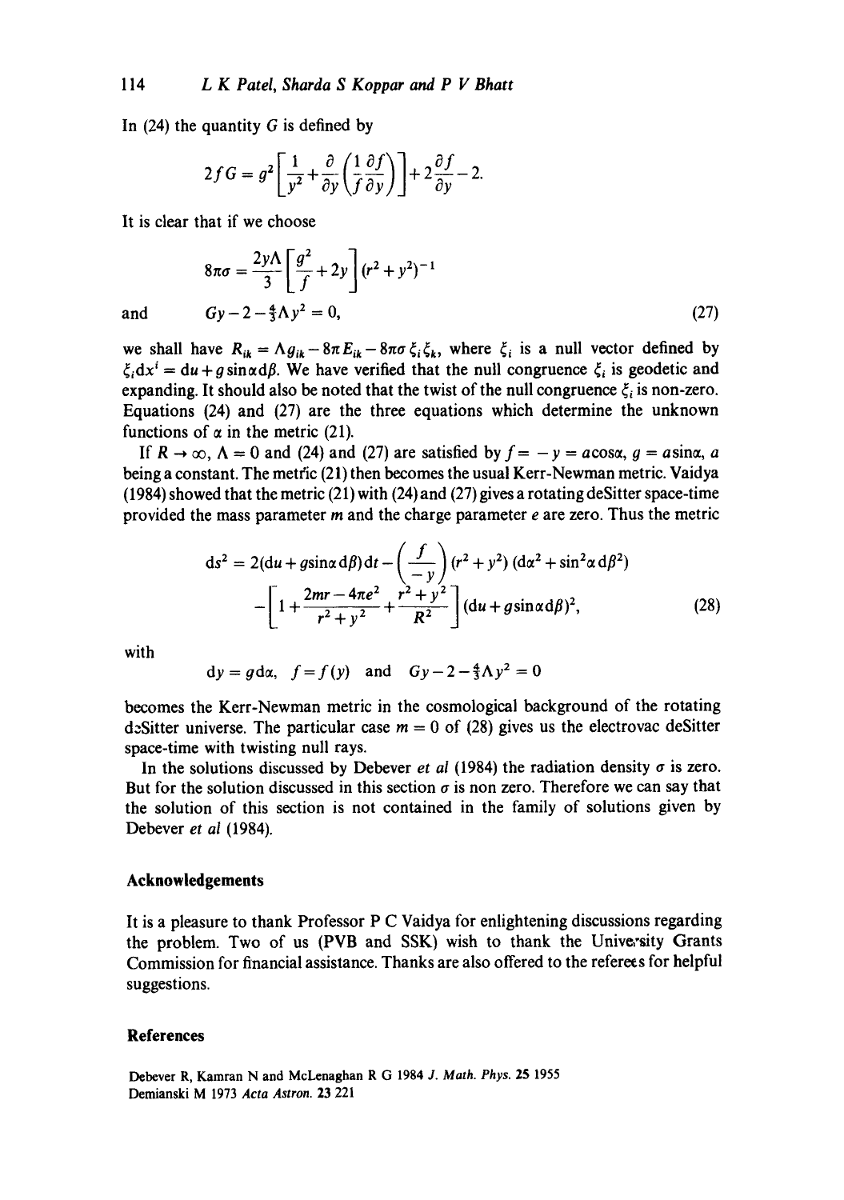In (24) the quantity $G$ is defined by

$$2fG = g^2\left[\frac{1}{y^2}+\frac{\partial}{\partial y}\left(\frac{1}{f}\frac{\partial f}{\partial y}\right)\right]+2\frac{\partial f}{\partial y}-2.$$

It is clear that if we choose

$$8\pi\sigma = \frac{2y\Lambda}{3}\left[\frac{g^2}{f}+2y\right](r^2+y^2)^{-1}$$

and
$$Gy-2-\tfrac{4}{3}\Lambda y^2 = 0, \tag{27}$$

we shall have $R_{ik} = \Lambda g_{ik} - 8\pi E_{ik} - 8\pi\sigma\,\xi_i\xi_k$, where $\xi_i$ is a null vector defined by $\xi_i \mathrm{d}x^i = \mathrm{d}u + g\sin\alpha\,\mathrm{d}\beta$. We have verified that the null congruence $\xi_i$ is geodetic and expanding. It should also be noted that the twist of the null congruence $\xi_i$ is non-zero. Equations (24) and (27) are the three equations which determine the unknown functions of $\alpha$ in the metric (21).

If $R \to \infty$, $\Lambda = 0$ and (24) and (27) are satisfied by $f = -y = a\cos\alpha$, $g = a\sin\alpha$, $a$ being a constant. The metric (21) then becomes the usual Kerr-Newman metric. Vaidya (1984) showed that the metric (21) with (24) and (27) gives a rotating deSitter space-time provided the mass parameter $m$ and the charge parameter $e$ are zero. Thus the metric

$$\begin{aligned}\mathrm{d}s^2 = {} & 2(\mathrm{d}u + g\sin\alpha\,\mathrm{d}\beta)\mathrm{d}t - \left(\frac{f}{-y}\right)(r^2+y^2)(\mathrm{d}\alpha^2+\sin^2\alpha\,\mathrm{d}\beta^2)\\ & -\left[1+\frac{2mr-4\pi e^2}{r^2+y^2}+\frac{r^2+y^2}{R^2}\right](\mathrm{d}u+g\sin\alpha\,\mathrm{d}\beta)^2,\end{aligned} \tag{28}$$

with

$$\mathrm{d}y = g\,\mathrm{d}\alpha,\quad f = f(y)\quad \text{and}\quad Gy-2-\tfrac{4}{3}\Lambda y^2 = 0$$

becomes the Kerr-Newman metric in the cosmological background of the rotating deSitter universe. The particular case $m = 0$ of (28) gives us the electrovac deSitter space-time with twisting null rays.

In the solutions discussed by Debever *et al* (1984) the radiation density $\sigma$ is zero. But for the solution discussed in this section $\sigma$ is non zero. Therefore we can say that the solution of this section is not contained in the family of solutions given by Debever *et al* (1984).

## Acknowledgements

It is a pleasure to thank Professor P C Vaidya for enlightening discussions regarding the problem. Two of us (PVB and SSK) wish to thank the University Grants Commission for financial assistance. Thanks are also offered to the referees for helpful suggestions.

## References

Debever R, Kamran N and McLenaghan R G 1984 *J. Math. Phys.* **25** 1955

Demianski M 1973 *Acta Astron.* **23** 221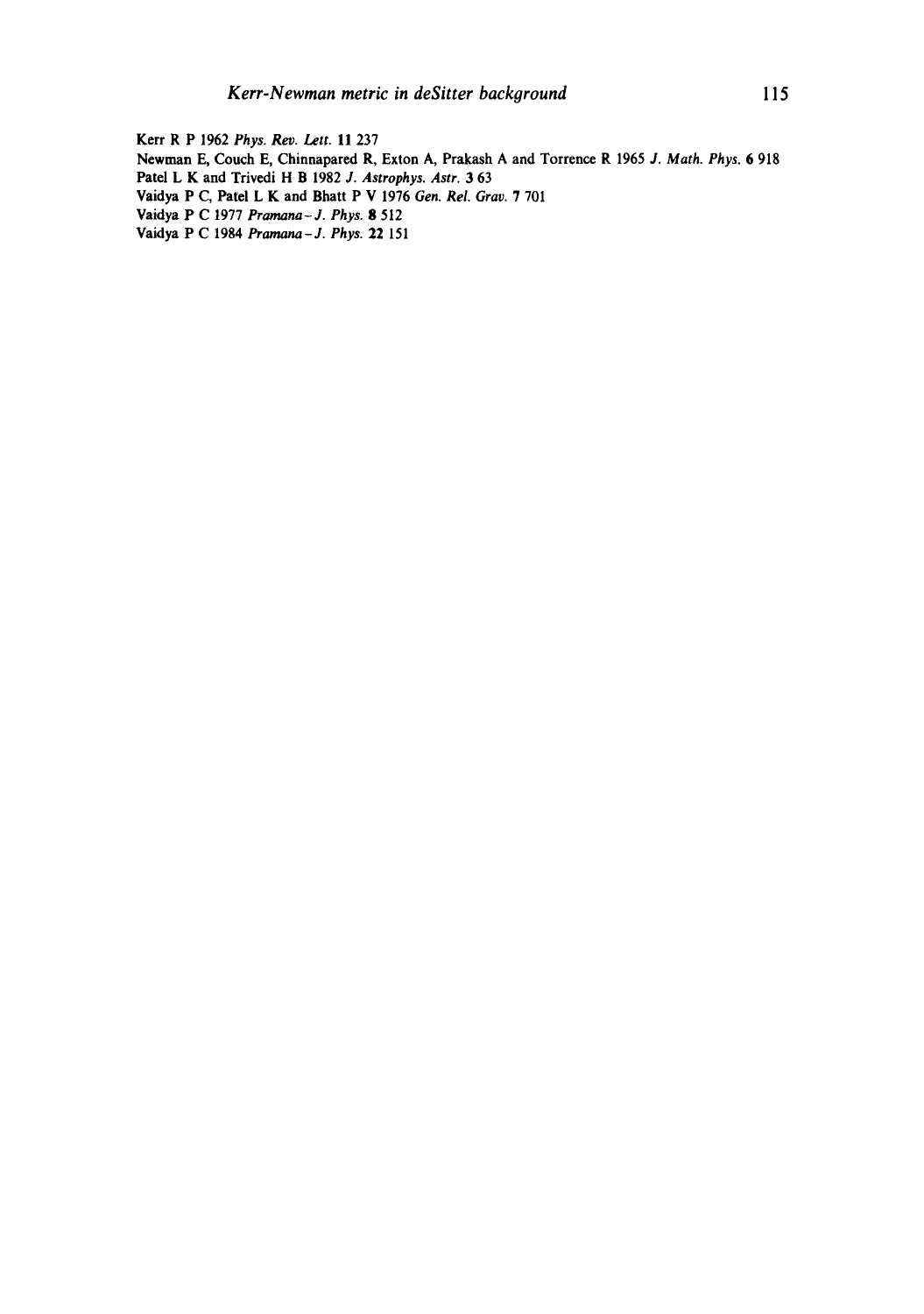Kerr R P 1962 *Phys. Rev. Lett.* **11** 237

Newman E, Couch E, Chinnapared R, Exton A, Prakash A and Torrence R 1965 *J. Math. Phys.* **6** 918

Patel L K and Trivedi H B 1982 *J. Astrophys. Astr.* **3** 63

Vaidya P C, Patel L K and Bhatt P V 1976 *Gen. Rel. Grav.* **7** 701

Vaidya P C 1977 *Pramana – J. Phys.* **8** 512

Vaidya P C 1984 *Pramana – J. Phys.* **22** 151